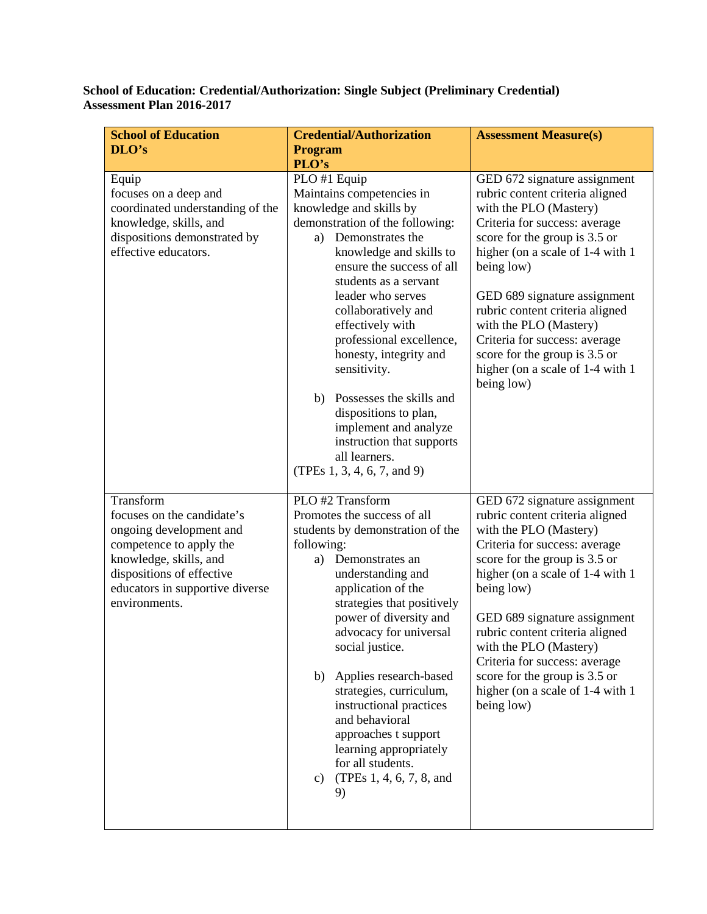**School of Education: Credential/Authorization: Single Subject (Preliminary Credential) Assessment Plan 2016-2017**

| School of Education DLO's | Credential/Authorization Program PLO's | Assessment Measure(s) |
|---|---|---|
| Equip<br>focuses on a deep and coordinated understanding of the knowledge, skills, and dispositions demonstrated by effective educators. | PLO #1 Equip<br>Maintains competencies in knowledge and skills by demonstration of the following:<br>a) Demonstrates the knowledge and skills to ensure the success of all students as a servant leader who serves collaboratively and effectively with professional excellence, honesty, integrity and sensitivity.<br><br>b) Possesses the skills and dispositions to plan, implement and analyze instruction that supports all learners.<br>(TPEs 1, 3, 4, 6, 7, and 9) | GED 672 signature assignment rubric content criteria aligned with the PLO (Mastery) Criteria for success: average score for the group is 3.5 or higher (on a scale of 1-4 with 1 being low)<br><br>GED 689 signature assignment rubric content criteria aligned with the PLO (Mastery) Criteria for success: average score for the group is 3.5 or higher (on a scale of 1-4 with 1 being low) |
| Transform<br>focuses on the candidate's ongoing development and competence to apply the knowledge, skills, and dispositions of effective educators in supportive diverse environments. | PLO #2 Transform<br>Promotes the success of all students by demonstration of the following:<br>a) Demonstrates an understanding and application of the strategies that positively power of diversity and advocacy for universal social justice.<br><br>b) Applies research-based strategies, curriculum, instructional practices and behavioral approaches t support learning appropriately for all students.<br>c) (TPEs 1, 4, 6, 7, 8, and 9) | GED 672 signature assignment rubric content criteria aligned with the PLO (Mastery) Criteria for success: average score for the group is 3.5 or higher (on a scale of 1-4 with 1 being low)<br><br>GED 689 signature assignment rubric content criteria aligned with the PLO (Mastery) Criteria for success: average score for the group is 3.5 or higher (on a scale of 1-4 with 1 being low) |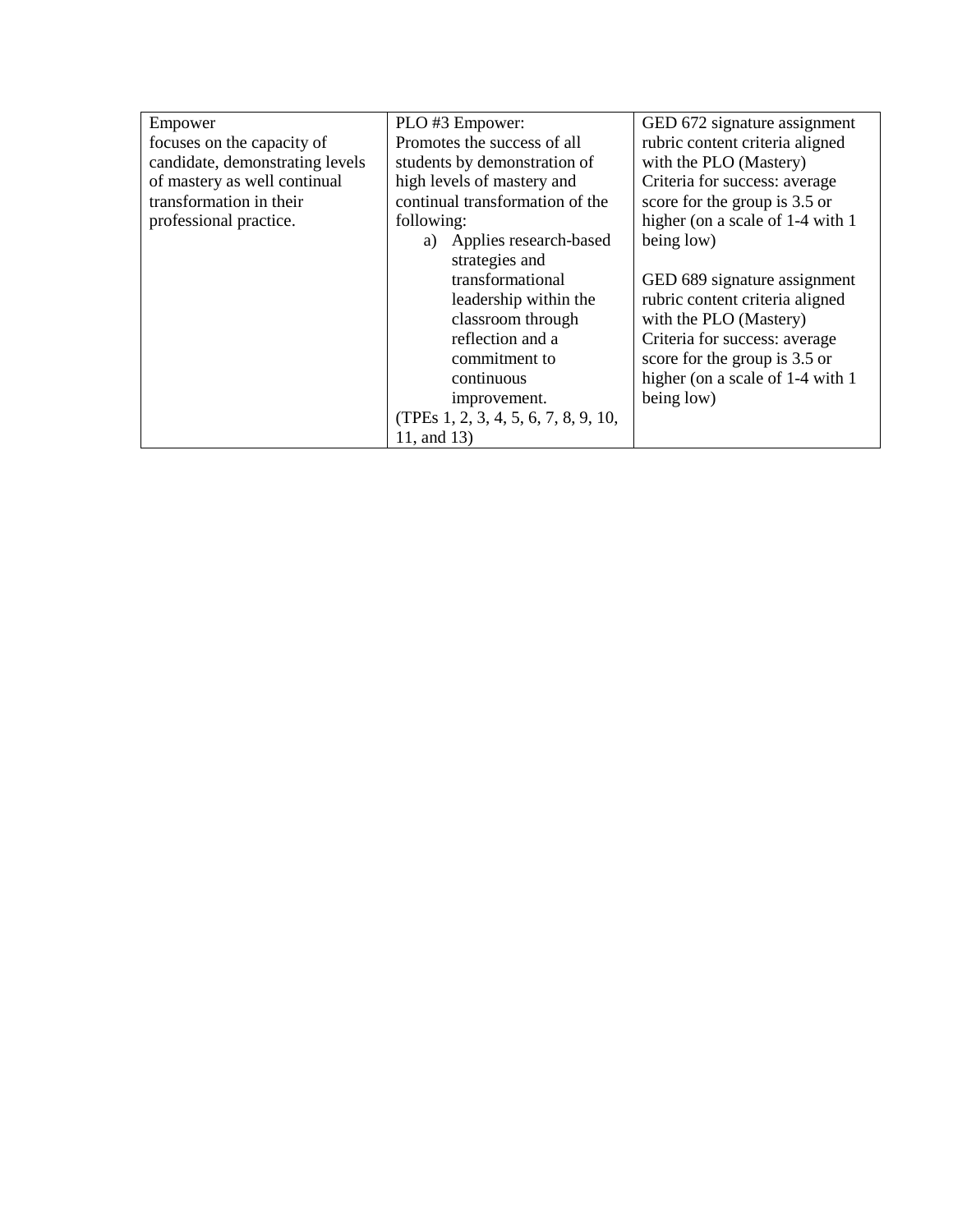| | | |
|---|---|---|
| Empower<br>focuses on the capacity of candidate, demonstrating levels of mastery as well continual transformation in their professional practice. | PLO #3 Empower:<br>Promotes the success of all students by demonstration of high levels of mastery and continual transformation of the following:<br>a) Applies research-based strategies and transformational leadership within the classroom through reflection and a commitment to continuous improvement.<br>(TPEs 1, 2, 3, 4, 5, 6, 7, 8, 9, 10, 11, and 13) | GED 672 signature assignment rubric content criteria aligned with the PLO (Mastery)<br>Criteria for success: average score for the group is 3.5 or higher (on a scale of 1-4 with 1 being low)<br><br>GED 689 signature assignment rubric content criteria aligned with the PLO (Mastery)<br>Criteria for success: average score for the group is 3.5 or higher (on a scale of 1-4 with 1 being low) |